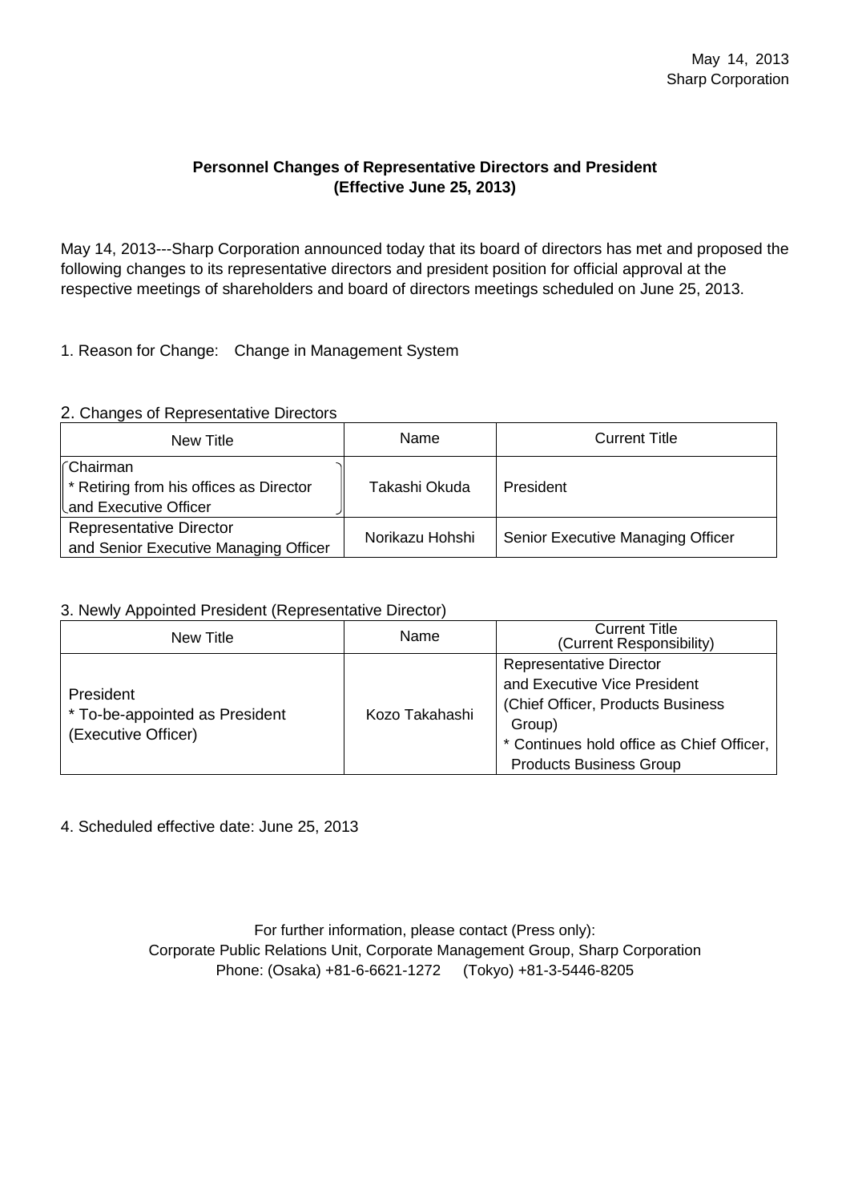May 14, 2013
Sharp Corporation

**Personnel Changes of Representative Directors and President**
**(Effective June 25, 2013)**

May 14, 2013---Sharp Corporation announced today that its board of directors has met and proposed the following changes to its representative directors and president position for official approval at the respective meetings of shareholders and board of directors meetings scheduled on June 25, 2013.

1. Reason for Change: Change in Management System

2. Changes of Representative Directors

| New Title | Name | Current Title |
|---|---|---|
| Chairman<br>* Retiring from his offices as Director and Executive Officer | Takashi Okuda | President |
| Representative Director and Senior Executive Managing Officer | Norikazu Hohshi | Senior Executive Managing Officer |

3. Newly Appointed President (Representative Director)

| New Title | Name | Current Title (Current Responsibility) |
|---|---|---|
| President<br>* To-be-appointed as President (Executive Officer) | Kozo Takahashi | Representative Director and Executive Vice President (Chief Officer, Products Business Group)<br>* Continues hold office as Chief Officer, Products Business Group |

4. Scheduled effective date: June 25, 2013

For further information, please contact (Press only):
Corporate Public Relations Unit, Corporate Management Group, Sharp Corporation
Phone: (Osaka) +81-6-6621-1272 (Tokyo) +81-3-5446-8205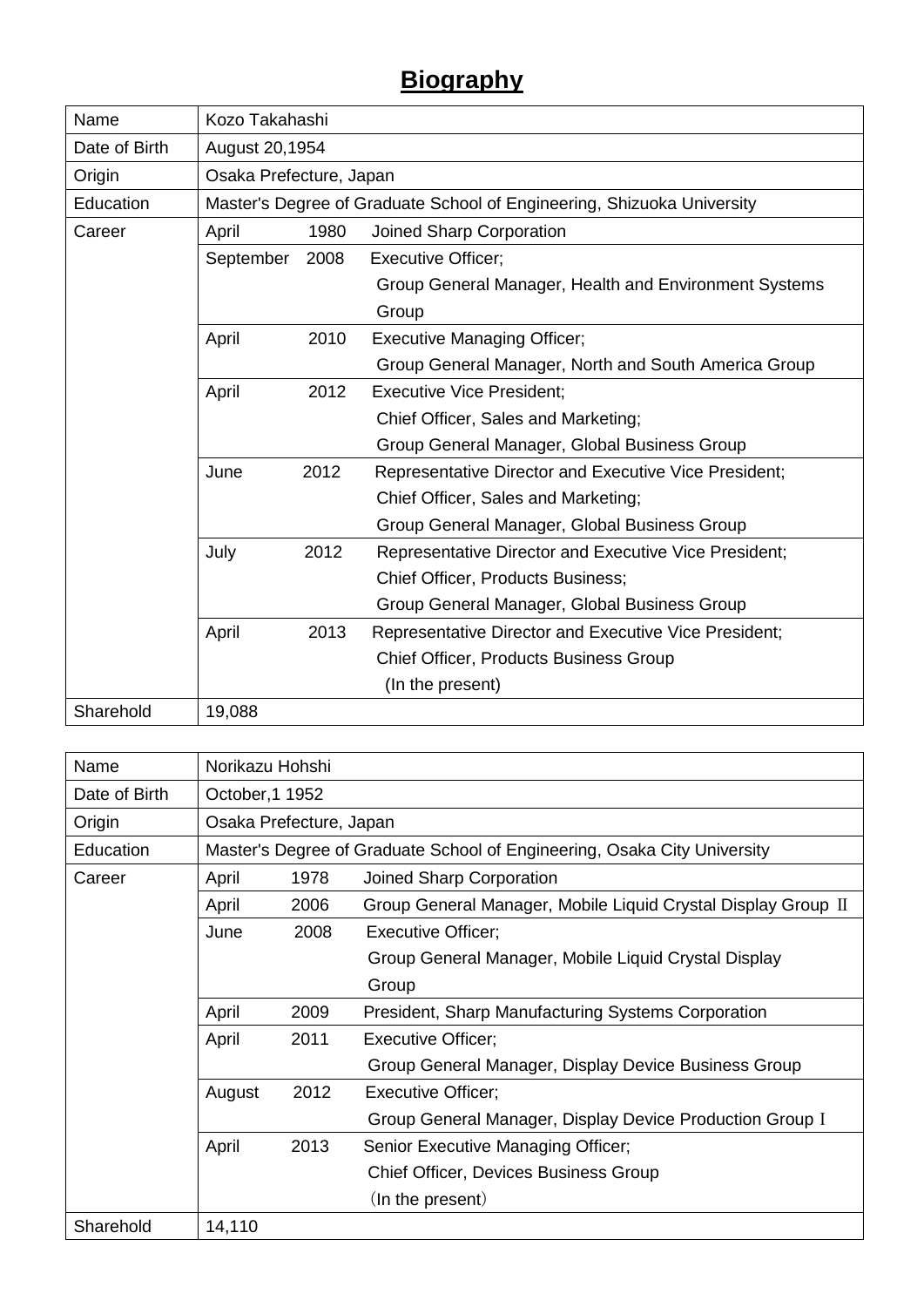# Biography

| | |
|---|---|
| Name | Kozo Takahashi |
| Date of Birth | August 20,1954 |
| Origin | Osaka Prefecture, Japan |
| Education | Master's Degree of Graduate School of Engineering, Shizuoka University |
| Career | April 1980 Joined Sharp Corporation |
| | September 2008 Executive Officer; Group General Manager, Health and Environment Systems Group |
| | April 2010 Executive Managing Officer; Group General Manager, North and South America Group |
| | April 2012 Executive Vice President; Chief Officer, Sales and Marketing; Group General Manager, Global Business Group |
| | June 2012 Representative Director and Executive Vice President; Chief Officer, Sales and Marketing; Group General Manager, Global Business Group |
| | July 2012 Representative Director and Executive Vice President; Chief Officer, Products Business; Group General Manager, Global Business Group |
| | April 2013 Representative Director and Executive Vice President; Chief Officer, Products Business Group (In the present) |
| Sharehold | 19,088 |

| | |
|---|---|
| Name | Norikazu Hohshi |
| Date of Birth | October,1 1952 |
| Origin | Osaka Prefecture, Japan |
| Education | Master's Degree of Graduate School of Engineering, Osaka City University |
| Career | April 1978 Joined Sharp Corporation |
| | April 2006 Group General Manager, Mobile Liquid Crystal Display Group Ⅱ |
| | June 2008 Executive Officer; Group General Manager, Mobile Liquid Crystal Display Group |
| | April 2009 President, Sharp Manufacturing Systems Corporation |
| | April 2011 Executive Officer; Group General Manager, Display Device Business Group |
| | August 2012 Executive Officer; Group General Manager, Display Device Production Group Ⅰ |
| | April 2013 Senior Executive Managing Officer; Chief Officer, Devices Business Group （In the present） |
| Sharehold | 14,110 |